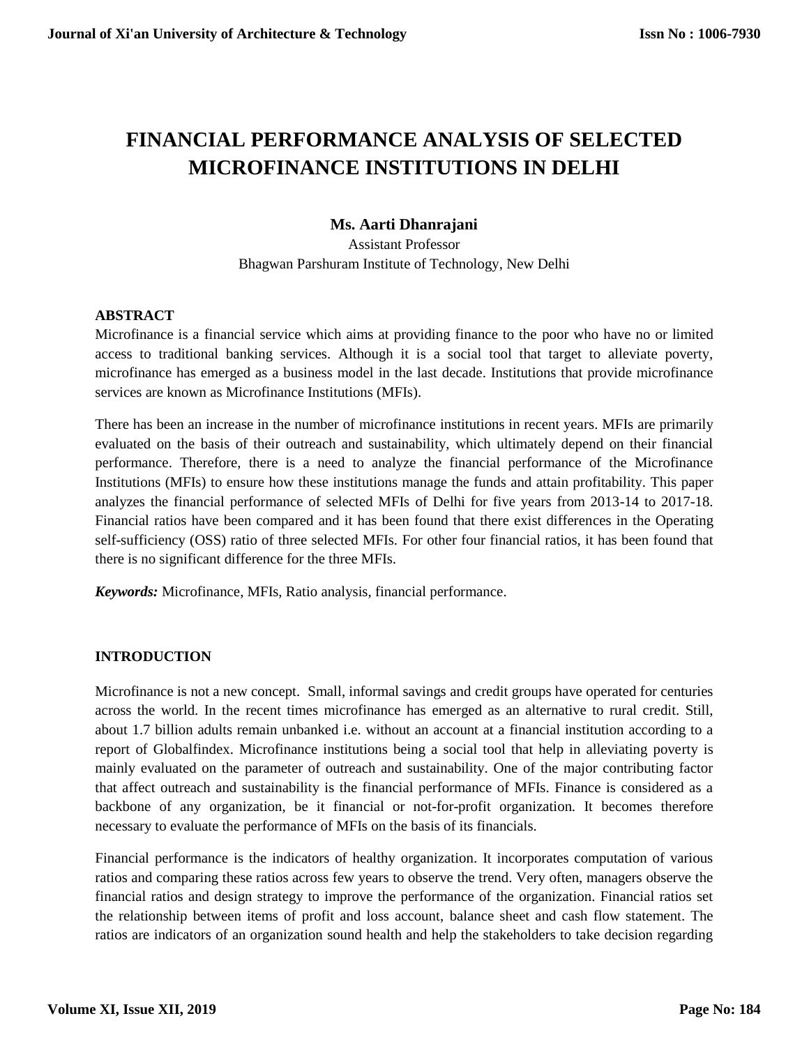# FINANCIAL PERFORMANCE ANALYSIS OF SELECTED MICROFINANCE INSTITUTIONS IN DELHI

**Ms. Aarti Dhanrajani**

Assistant Professor

Bhagwan Parshuram Institute of Technology, New Delhi

## ABSTRACT

Microfinance is a financial service which aims at providing finance to the poor who have no or limited access to traditional banking services. Although it is a social tool that target to alleviate poverty, microfinance has emerged as a business model in the last decade. Institutions that provide microfinance services are known as Microfinance Institutions (MFIs).

There has been an increase in the number of microfinance institutions in recent years. MFIs are primarily evaluated on the basis of their outreach and sustainability, which ultimately depend on their financial performance. Therefore, there is a need to analyze the financial performance of the Microfinance Institutions (MFIs) to ensure how these institutions manage the funds and attain profitability. This paper analyzes the financial performance of selected MFIs of Delhi for five years from 2013-14 to 2017-18. Financial ratios have been compared and it has been found that there exist differences in the Operating self-sufficiency (OSS) ratio of three selected MFIs. For other four financial ratios, it has been found that there is no significant difference for the three MFIs.

***Keywords:*** Microfinance, MFIs, Ratio analysis, financial performance.

## INTRODUCTION

Microfinance is not a new concept. Small, informal savings and credit groups have operated for centuries across the world. In the recent times microfinance has emerged as an alternative to rural credit. Still, about 1.7 billion adults remain unbanked i.e. without an account at a financial institution according to a report of Globalfindex. Microfinance institutions being a social tool that help in alleviating poverty is mainly evaluated on the parameter of outreach and sustainability. One of the major contributing factor that affect outreach and sustainability is the financial performance of MFIs. Finance is considered as a backbone of any organization, be it financial or not-for-profit organization. It becomes therefore necessary to evaluate the performance of MFIs on the basis of its financials.

Financial performance is the indicators of healthy organization. It incorporates computation of various ratios and comparing these ratios across few years to observe the trend. Very often, managers observe the financial ratios and design strategy to improve the performance of the organization. Financial ratios set the relationship between items of profit and loss account, balance sheet and cash flow statement. The ratios are indicators of an organization sound health and help the stakeholders to take decision regarding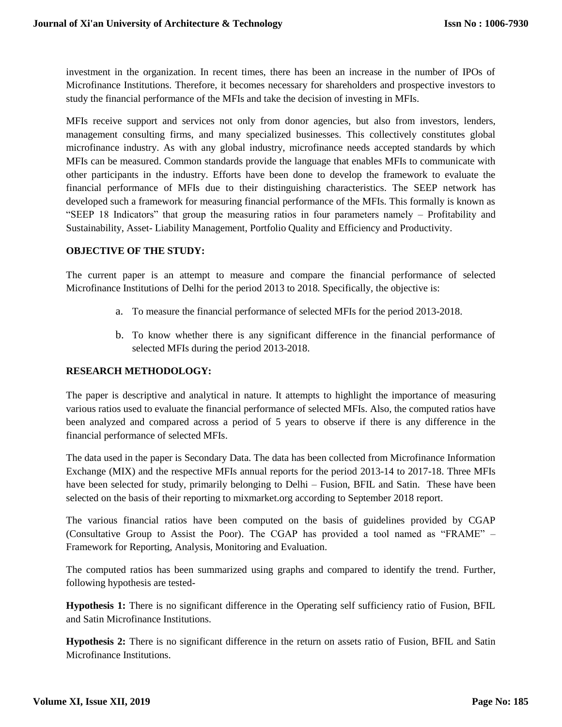investment in the organization. In recent times, there has been an increase in the number of IPOs of Microfinance Institutions. Therefore, it becomes necessary for shareholders and prospective investors to study the financial performance of the MFIs and take the decision of investing in MFIs.

MFIs receive support and services not only from donor agencies, but also from investors, lenders, management consulting firms, and many specialized businesses. This collectively constitutes global microfinance industry. As with any global industry, microfinance needs accepted standards by which MFIs can be measured. Common standards provide the language that enables MFIs to communicate with other participants in the industry. Efforts have been done to develop the framework to evaluate the financial performance of MFIs due to their distinguishing characteristics. The SEEP network has developed such a framework for measuring financial performance of the MFIs. This formally is known as "SEEP 18 Indicators" that group the measuring ratios in four parameters namely – Profitability and Sustainability, Asset- Liability Management, Portfolio Quality and Efficiency and Productivity.

**OBJECTIVE OF THE STUDY:**

The current paper is an attempt to measure and compare the financial performance of selected Microfinance Institutions of Delhi for the period 2013 to 2018. Specifically, the objective is:

a. To measure the financial performance of selected MFIs for the period 2013-2018.

b. To know whether there is any significant difference in the financial performance of selected MFIs during the period 2013-2018.

**RESEARCH METHODOLOGY:**

The paper is descriptive and analytical in nature. It attempts to highlight the importance of measuring various ratios used to evaluate the financial performance of selected MFIs. Also, the computed ratios have been analyzed and compared across a period of 5 years to observe if there is any difference in the financial performance of selected MFIs.

The data used in the paper is Secondary Data. The data has been collected from Microfinance Information Exchange (MIX) and the respective MFIs annual reports for the period 2013-14 to 2017-18. Three MFIs have been selected for study, primarily belonging to Delhi – Fusion, BFIL and Satin. These have been selected on the basis of their reporting to mixmarket.org according to September 2018 report.

The various financial ratios have been computed on the basis of guidelines provided by CGAP (Consultative Group to Assist the Poor). The CGAP has provided a tool named as "FRAME" – Framework for Reporting, Analysis, Monitoring and Evaluation.

The computed ratios has been summarized using graphs and compared to identify the trend. Further, following hypothesis are tested-

**Hypothesis 1:** There is no significant difference in the Operating self sufficiency ratio of Fusion, BFIL and Satin Microfinance Institutions.

**Hypothesis 2:** There is no significant difference in the return on assets ratio of Fusion, BFIL and Satin Microfinance Institutions.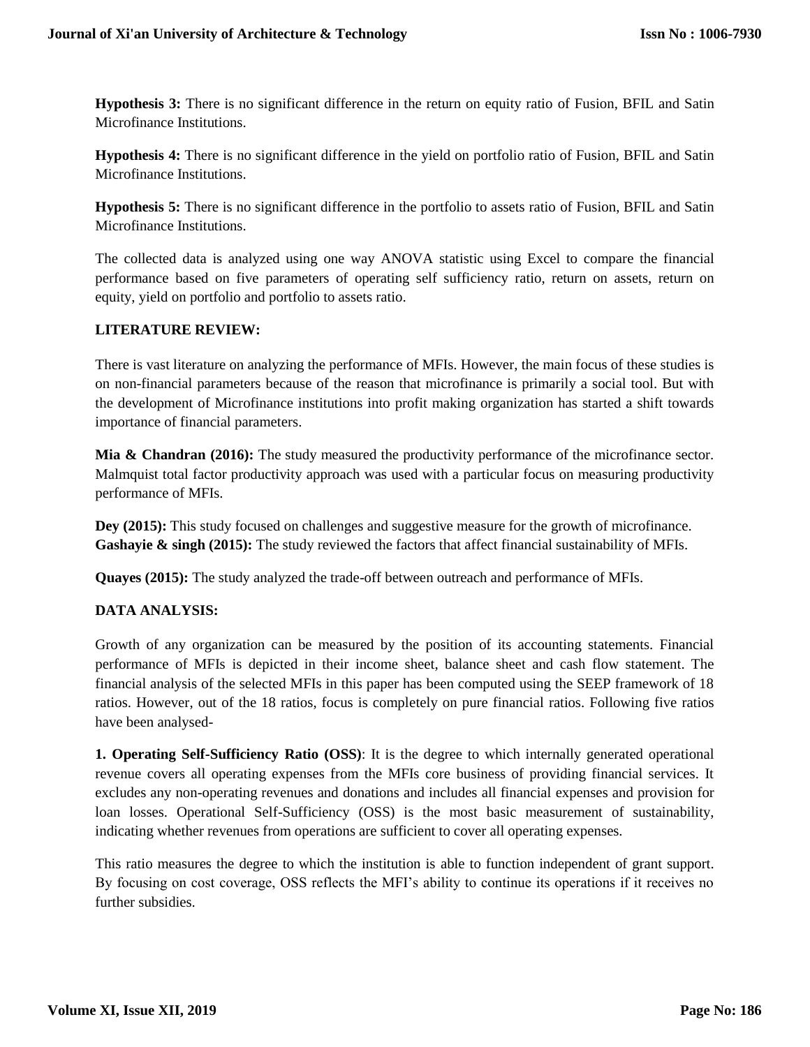**Hypothesis 3:** There is no significant difference in the return on equity ratio of Fusion, BFIL and Satin Microfinance Institutions.

**Hypothesis 4:** There is no significant difference in the yield on portfolio ratio of Fusion, BFIL and Satin Microfinance Institutions.

**Hypothesis 5:** There is no significant difference in the portfolio to assets ratio of Fusion, BFIL and Satin Microfinance Institutions.

The collected data is analyzed using one way ANOVA statistic using Excel to compare the financial performance based on five parameters of operating self sufficiency ratio, return on assets, return on equity, yield on portfolio and portfolio to assets ratio.

## LITERATURE REVIEW:

There is vast literature on analyzing the performance of MFIs. However, the main focus of these studies is on non-financial parameters because of the reason that microfinance is primarily a social tool. But with the development of Microfinance institutions into profit making organization has started a shift towards importance of financial parameters.

**Mia & Chandran (2016):** The study measured the productivity performance of the microfinance sector. Malmquist total factor productivity approach was used with a particular focus on measuring productivity performance of MFIs.

**Dey (2015):** This study focused on challenges and suggestive measure for the growth of microfinance.
**Gashayie & singh (2015):** The study reviewed the factors that affect financial sustainability of MFIs.

**Quayes (2015):** The study analyzed the trade-off between outreach and performance of MFIs.

## DATA ANALYSIS:

Growth of any organization can be measured by the position of its accounting statements. Financial performance of MFIs is depicted in their income sheet, balance sheet and cash flow statement. The financial analysis of the selected MFIs in this paper has been computed using the SEEP framework of 18 ratios. However, out of the 18 ratios, focus is completely on pure financial ratios. Following five ratios have been analysed-

**1. Operating Self-Sufficiency Ratio (OSS)**: It is the degree to which internally generated operational revenue covers all operating expenses from the MFIs core business of providing financial services. It excludes any non-operating revenues and donations and includes all financial expenses and provision for loan losses. Operational Self-Sufficiency (OSS) is the most basic measurement of sustainability, indicating whether revenues from operations are sufficient to cover all operating expenses.

This ratio measures the degree to which the institution is able to function independent of grant support. By focusing on cost coverage, OSS reflects the MFI's ability to continue its operations if it receives no further subsidies.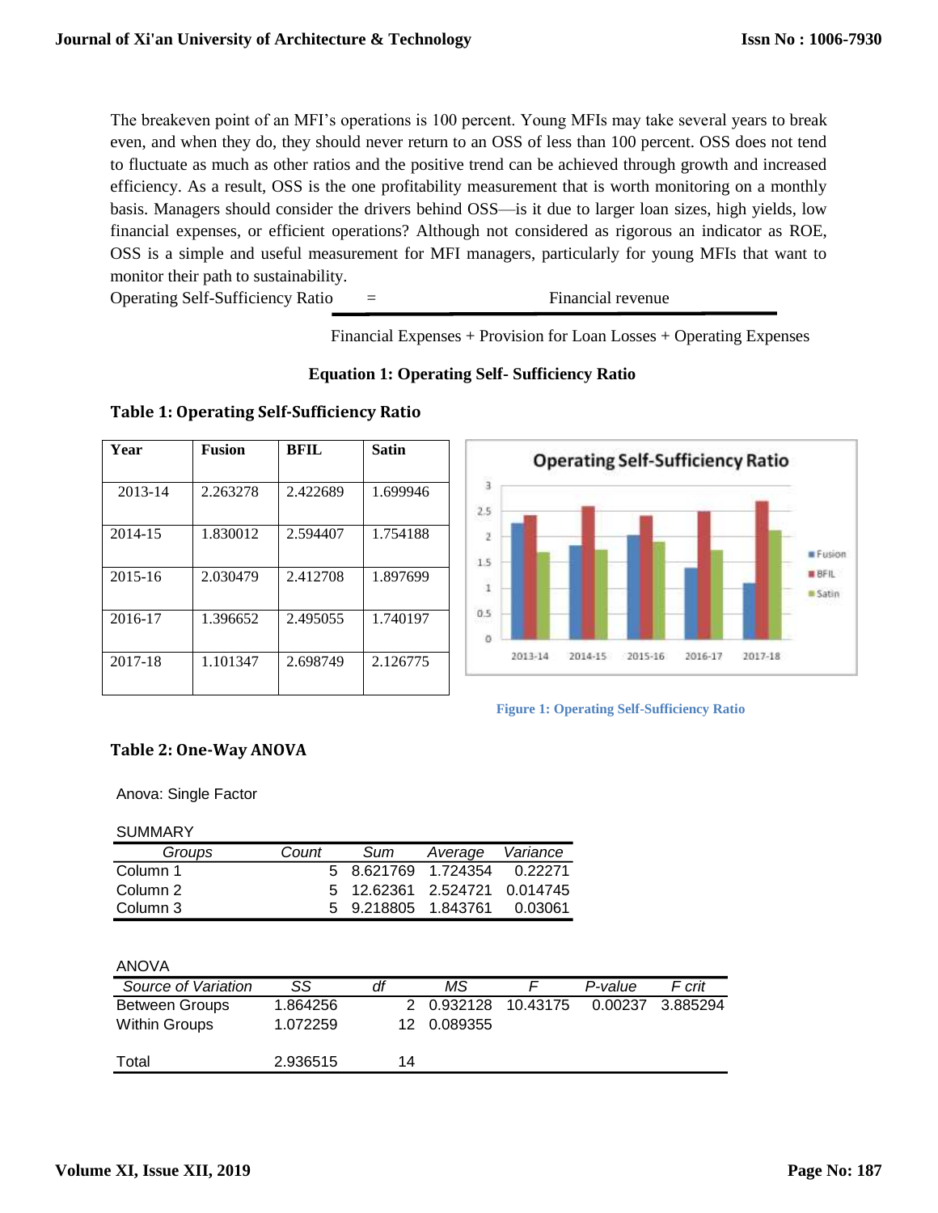The breakeven point of an MFI's operations is 100 percent. Young MFIs may take several years to break even, and when they do, they should never return to an OSS of less than 100 percent. OSS does not tend to fluctuate as much as other ratios and the positive trend can be achieved through growth and increased efficiency. As a result, OSS is the one profitability measurement that is worth monitoring on a monthly basis. Managers should consider the drivers behind OSS—is it due to larger loan sizes, high yields, low financial expenses, or efficient operations? Although not considered as rigorous an indicator as ROE, OSS is a simple and useful measurement for MFI managers, particularly for young MFIs that want to monitor their path to sustainability.

$$\text{Operating Self-Sufficiency Ratio} = \frac{\text{Financial revenue}}{\text{Financial Expenses} + \text{Provision for Loan Losses} + \text{Operating Expenses}}$$

**Equation 1: Operating Self- Sufficiency Ratio**

**Table 1: Operating Self-Sufficiency Ratio**

| Year | Fusion | BFIL | Satin |
|---|---|---|---|
| 2013-14 | 2.263278 | 2.422689 | 1.699946 |
| 2014-15 | 1.830012 | 2.594407 | 1.754188 |
| 2015-16 | 2.030479 | 2.412708 | 1.897699 |
| 2016-17 | 1.396652 | 2.495055 | 1.740197 |
| 2017-18 | 1.101347 | 2.698749 | 2.126775 |

Figure 1: Operating Self-Sufficiency Ratio

**Table 2: One-Way ANOVA**

Anova: Single Factor

SUMMARY

| *Groups* | *Count* | *Sum* | *Average* | *Variance* |
|---|---|---|---|---|
| Column 1 | 5 | 8.621769 | 1.724354 | 0.22271 |
| Column 2 | 5 | 12.62361 | 2.524721 | 0.014745 |
| Column 3 | 5 | 9.218805 | 1.843761 | 0.03061 |

ANOVA

| *Source of Variation* | *SS* | *df* | *MS* | *F* | *P-value* | *F crit* |
|---|---|---|---|---|---|---|
| Between Groups | 1.864256 | 2 | 0.932128 | 10.43175 | 0.00237 | 3.885294 |
| Within Groups | 1.072259 | 12 | 0.089355 | | | |
| | | | | | | |
| Total | 2.936515 | 14 | | | | |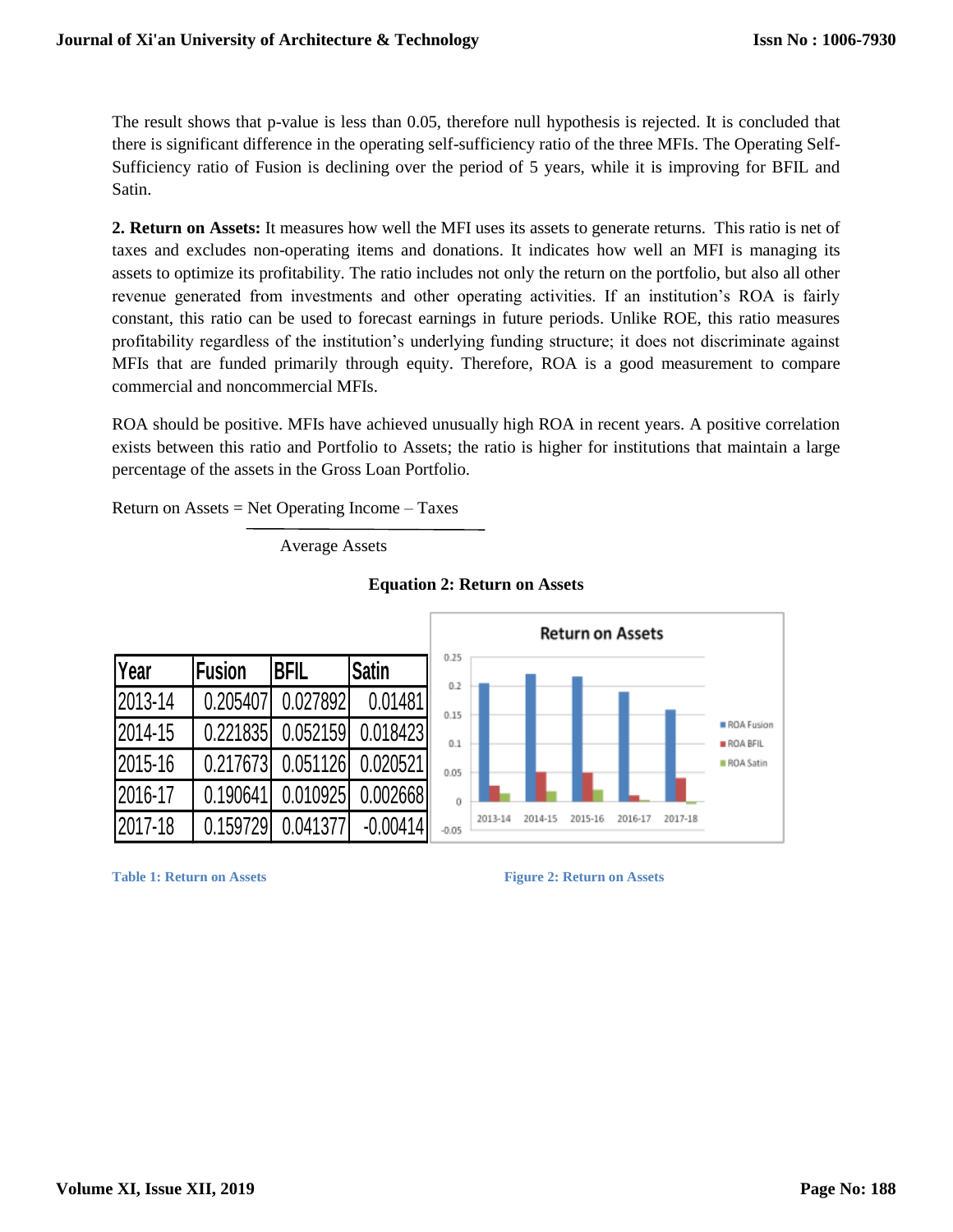The result shows that p-value is less than 0.05, therefore null hypothesis is rejected. It is concluded that there is significant difference in the operating self-sufficiency ratio of the three MFIs. The Operating Self-Sufficiency ratio of Fusion is declining over the period of 5 years, while it is improving for BFIL and Satin.

**2. Return on Assets:** It measures how well the MFI uses its assets to generate returns. This ratio is net of taxes and excludes non-operating items and donations. It indicates how well an MFI is managing its assets to optimize its profitability. The ratio includes not only the return on the portfolio, but also all other revenue generated from investments and other operating activities. If an institution's ROA is fairly constant, this ratio can be used to forecast earnings in future periods. Unlike ROE, this ratio measures profitability regardless of the institution's underlying funding structure; it does not discriminate against MFIs that are funded primarily through equity. Therefore, ROA is a good measurement to compare commercial and noncommercial MFIs.

ROA should be positive. MFIs have achieved unusually high ROA in recent years. A positive correlation exists between this ratio and Portfolio to Assets; the ratio is higher for institutions that maintain a large percentage of the assets in the Gross Loan Portfolio.

$$\text{Return on Assets} = \frac{\text{Net Operating Income} - \text{Taxes}}{\text{Average Assets}}$$

**Equation 2: Return on Assets**

| Year | Fusion | BFIL | Satin |
|---|---|---|---|
| 2013-14 | 0.205407 | 0.027892 | 0.01481 |
| 2014-15 | 0.221835 | 0.052159 | 0.018423 |
| 2015-16 | 0.217673 | 0.051126 | 0.020521 |
| 2016-17 | 0.190641 | 0.010925 | 0.002668 |
| 2017-18 | 0.159729 | 0.041377 | -0.00414 |

Table 1: Return on Assets

Figure 2: Return on Assets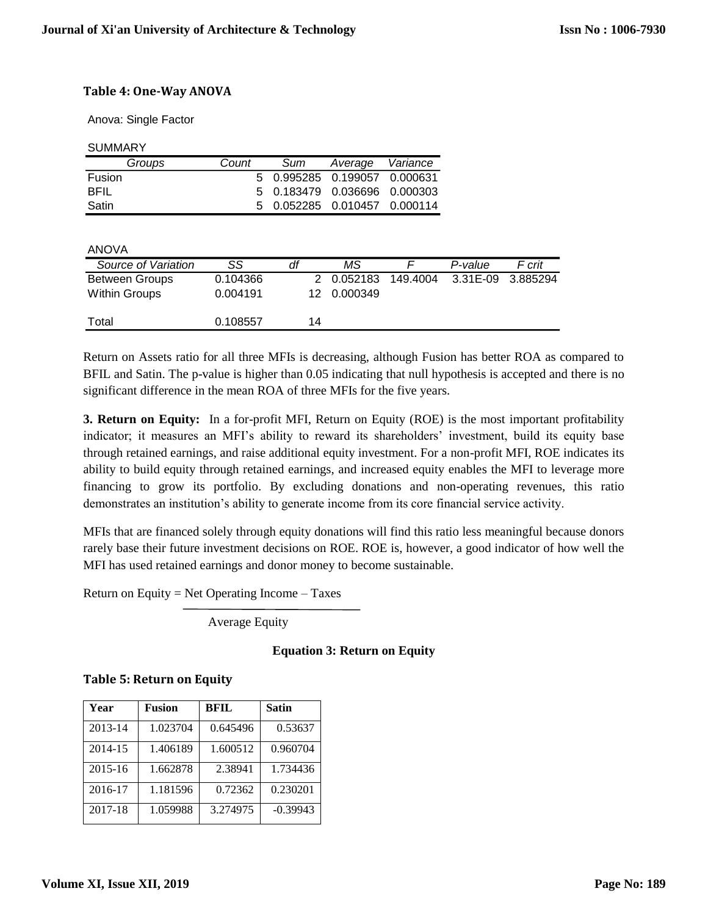**Table 4: One-Way ANOVA**

Anova: Single Factor

SUMMARY

| Groups | Count | Sum | Average | Variance |
|---|---|---|---|---|
| Fusion | 5 | 0.995285 | 0.199057 | 0.000631 |
| BFIL | 5 | 0.183479 | 0.036696 | 0.000303 |
| Satin | 5 | 0.052285 | 0.010457 | 0.000114 |

ANOVA

| Source of Variation | SS | df | MS | F | P-value | F crit |
|---|---|---|---|---|---|---|
| Between Groups | 0.104366 | 2 | 0.052183 | 149.4004 | 3.31E-09 | 3.885294 |
| Within Groups | 0.004191 | 12 | 0.000349 | | | |
| | | | | | | |
| Total | 0.108557 | 14 | | | | |

Return on Assets ratio for all three MFIs is decreasing, although Fusion has better ROA as compared to BFIL and Satin. The p-value is higher than 0.05 indicating that null hypothesis is accepted and there is no significant difference in the mean ROA of three MFIs for the five years.

**3. Return on Equity:** In a for-profit MFI, Return on Equity (ROE) is the most important profitability indicator; it measures an MFI's ability to reward its shareholders' investment, build its equity base through retained earnings, and raise additional equity investment. For a non-profit MFI, ROE indicates its ability to build equity through retained earnings, and increased equity enables the MFI to leverage more financing to grow its portfolio. By excluding donations and non-operating revenues, this ratio demonstrates an institution's ability to generate income from its core financial service activity.

MFIs that are financed solely through equity donations will find this ratio less meaningful because donors rarely base their future investment decisions on ROE. ROE is, however, a good indicator of how well the MFI has used retained earnings and donor money to become sustainable.

$$\text{Return on Equity} = \frac{\text{Net Operating Income} - \text{Taxes}}{\text{Average Equity}}$$

**Equation 3: Return on Equity**

**Table 5: Return on Equity**

| Year | Fusion | BFIL | Satin |
|---|---|---|---|
| 2013-14 | 1.023704 | 0.645496 | 0.53637 |
| 2014-15 | 1.406189 | 1.600512 | 0.960704 |
| 2015-16 | 1.662878 | 2.38941 | 1.734436 |
| 2016-17 | 1.181596 | 0.72362 | 0.230201 |
| 2017-18 | 1.059988 | 3.274975 | -0.39943 |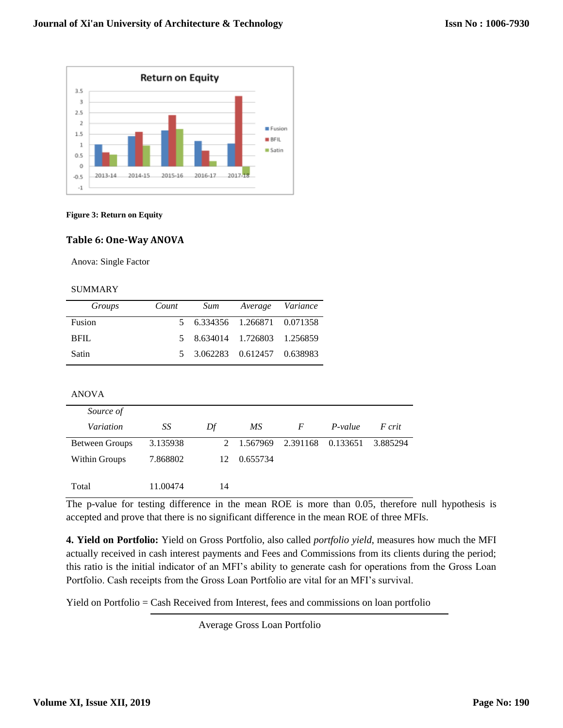Figure 3: Return on Equity

### Table 6: One-Way ANOVA

Anova: Single Factor

SUMMARY

| *Groups* | *Count* | *Sum* | *Average* | *Variance* |
|---|---|---|---|---|
| Fusion | 5 | 6.334356 | 1.266871 | 0.071358 |
| BFIL | 5 | 8.634014 | 1.726803 | 1.256859 |
| Satin | 5 | 3.062283 | 0.612457 | 0.638983 |

ANOVA

| *Source of Variation* | *SS* | *Df* | *MS* | *F* | *P-value* | *F crit* |
|---|---|---|---|---|---|---|
| Between Groups | 3.135938 | 2 | 1.567969 | 2.391168 | 0.133651 | 3.885294 |
| Within Groups | 7.868802 | 12 | 0.655734 | | | |
| | | | | | | |
| Total | 11.00474 | 14 | | | | |

The p-value for testing difference in the mean ROE is more than 0.05, therefore null hypothesis is accepted and prove that there is no significant difference in the mean ROE of three MFIs.

**4. Yield on Portfolio:** Yield on Gross Portfolio, also called *portfolio yield*, measures how much the MFI actually received in cash interest payments and Fees and Commissions from its clients during the period; this ratio is the initial indicator of an MFI's ability to generate cash for operations from the Gross Loan Portfolio. Cash receipts from the Gross Loan Portfolio are vital for an MFI's survival.

$$\text{Yield on Portfolio} = \frac{\text{Cash Received from Interest, fees and commissions on loan portfolio}}{\text{Average Gross Loan Portfolio}}$$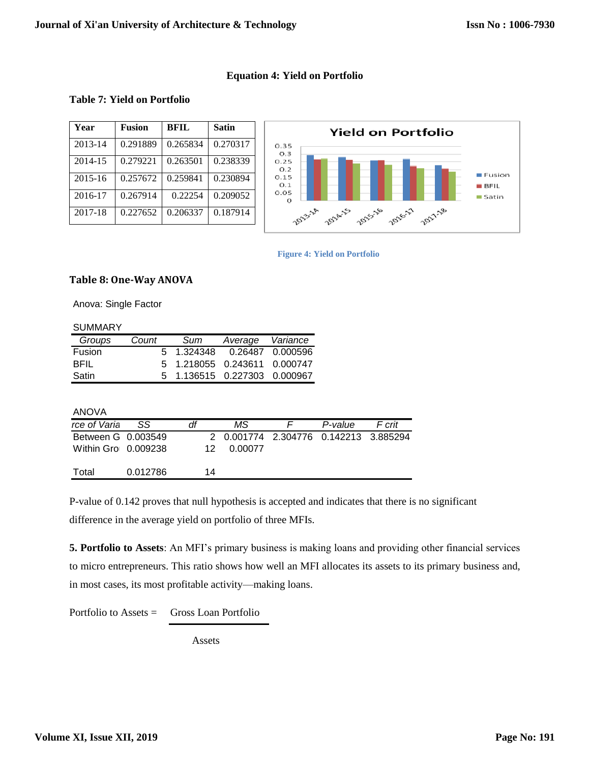**Equation 4: Yield on Portfolio**

**Table 7: Yield on Portfolio**

| Year | Fusion | BFIL | Satin |
|---|---|---|---|
| 2013-14 | 0.291889 | 0.265834 | 0.270317 |
| 2014-15 | 0.279221 | 0.263501 | 0.238339 |
| 2015-16 | 0.257672 | 0.259841 | 0.230894 |
| 2016-17 | 0.267914 | 0.22254 | 0.209052 |
| 2017-18 | 0.227652 | 0.206337 | 0.187914 |

Figure 4: Yield on Portfolio

**Table 8: One-Way ANOVA**

Anova: Single Factor

SUMMARY

| Groups | Count | Sum | Average | Variance |
|---|---|---|---|---|
| Fusion | 5 | 1.324348 | 0.26487 | 0.000596 |
| BFIL | 5 | 1.218055 | 0.243611 | 0.000747 |
| Satin | 5 | 1.136515 | 0.227303 | 0.000967 |

ANOVA

| rce of Varia | SS | df | MS | F | P-value | F crit |
|---|---|---|---|---|---|---|
| Between G | 0.003549 | 2 | 0.001774 | 2.304776 | 0.142213 | 3.885294 |
| Within Gro | 0.009238 | 12 | 0.00077 | | | |
| Total | 0.012786 | 14 | | | | |

P-value of 0.142 proves that null hypothesis is accepted and indicates that there is no significant difference in the average yield on portfolio of three MFIs.

**5. Portfolio to Assets**: An MFI's primary business is making loans and providing other financial services to micro entrepreneurs. This ratio shows how well an MFI allocates its assets to its primary business and, in most cases, its most profitable activity—making loans.

$$\text{Portfolio to Assets} = \frac{\text{Gross Loan Portfolio}}{\text{Assets}}$$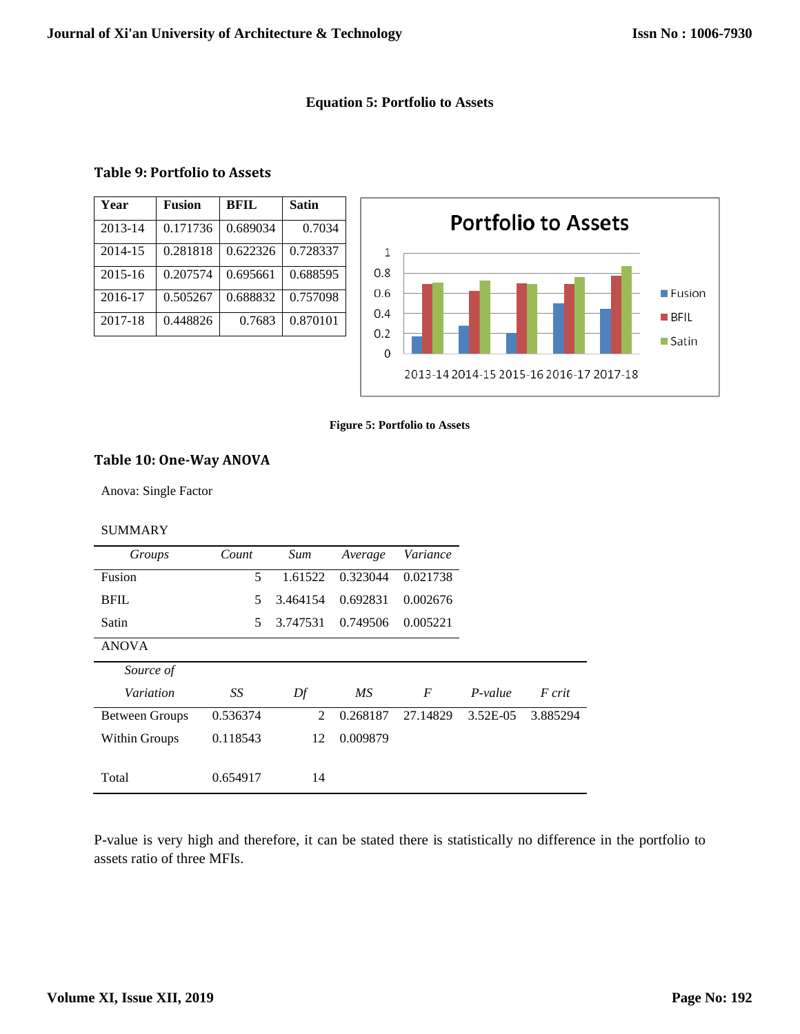**Equation 5: Portfolio to Assets**

**Table 9: Portfolio to Assets**

| Year | Fusion | BFIL | Satin |
|---|---|---|---|
| 2013-14 | 0.171736 | 0.689034 | 0.7034 |
| 2014-15 | 0.281818 | 0.622326 | 0.728337 |
| 2015-16 | 0.207574 | 0.695661 | 0.688595 |
| 2016-17 | 0.505267 | 0.688832 | 0.757098 |
| 2017-18 | 0.448826 | 0.7683 | 0.870101 |

**Figure 5: Portfolio to Assets**

**Table 10: One-Way ANOVA**

Anova: Single Factor

SUMMARY

| *Groups* | *Count* | *Sum* | *Average* | *Variance* |
|---|---|---|---|---|
| Fusion | 5 | 1.61522 | 0.323044 | 0.021738 |
| BFIL | 5 | 3.464154 | 0.692831 | 0.002676 |
| Satin | 5 | 3.747531 | 0.749506 | 0.005221 |

ANOVA

| *Source of Variation* | *SS* | *Df* | *MS* | *F* | *P-value* | *F crit* |
|---|---|---|---|---|---|---|
| Between Groups | 0.536374 | 2 | 0.268187 | 27.14829 | 3.52E-05 | 3.885294 |
| Within Groups | 0.118543 | 12 | 0.009879 | | | |
| Total | 0.654917 | 14 | | | | |

P-value is very high and therefore, it can be stated there is statistically no difference in the portfolio to assets ratio of three MFIs.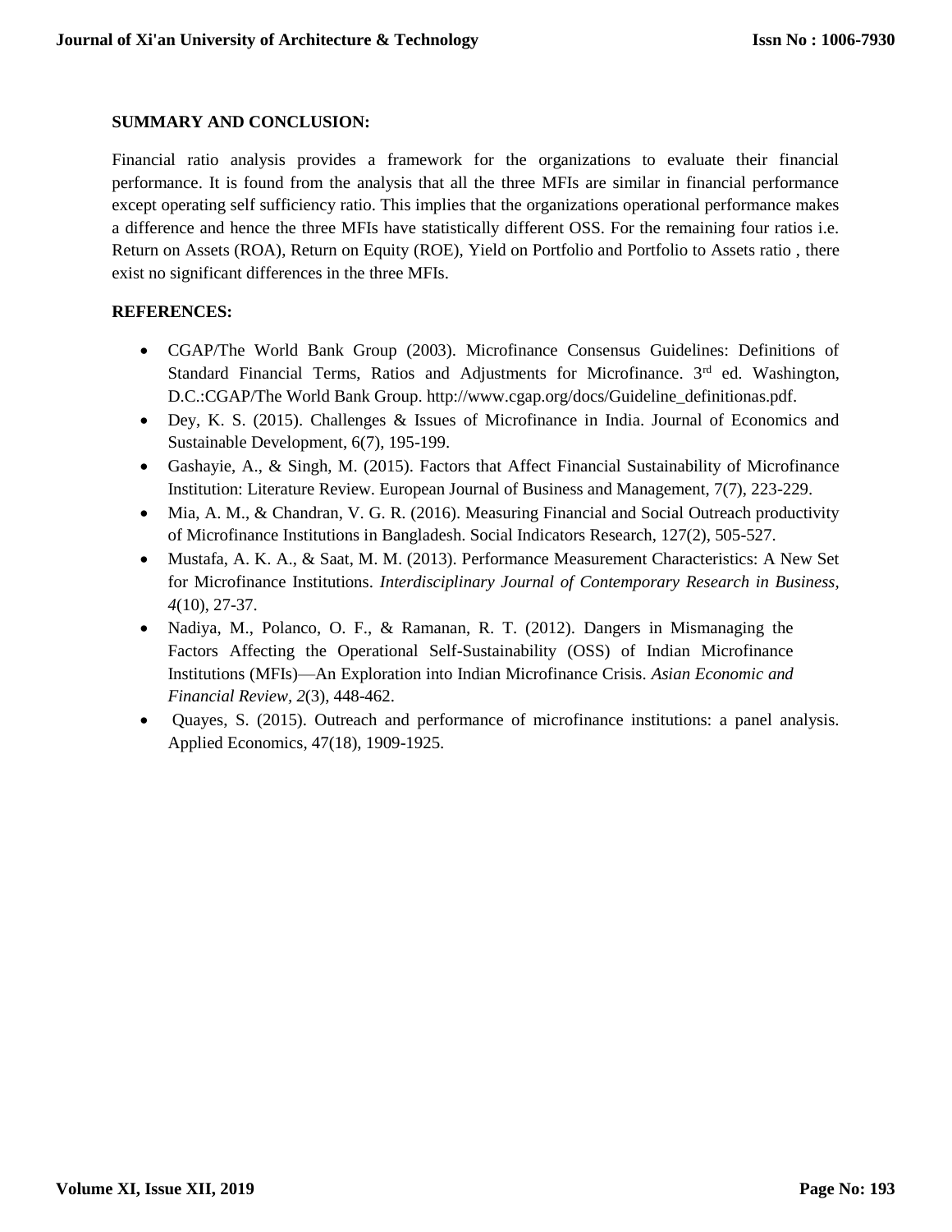## SUMMARY AND CONCLUSION:

Financial ratio analysis provides a framework for the organizations to evaluate their financial performance. It is found from the analysis that all the three MFIs are similar in financial performance except operating self sufficiency ratio. This implies that the organizations operational performance makes a difference and hence the three MFIs have statistically different OSS. For the remaining four ratios i.e. Return on Assets (ROA), Return on Equity (ROE), Yield on Portfolio and Portfolio to Assets ratio , there exist no significant differences in the three MFIs.

## REFERENCES:

- CGAP/The World Bank Group (2003). Microfinance Consensus Guidelines: Definitions of Standard Financial Terms, Ratios and Adjustments for Microfinance. 3rd ed. Washington, D.C.:CGAP/The World Bank Group. http://www.cgap.org/docs/Guideline_definitionas.pdf.
- Dey, K. S. (2015). Challenges & Issues of Microfinance in India. Journal of Economics and Sustainable Development, 6(7), 195-199.
- Gashayie, A., & Singh, M. (2015). Factors that Affect Financial Sustainability of Microfinance Institution: Literature Review. European Journal of Business and Management, 7(7), 223-229.
- Mia, A. M., & Chandran, V. G. R. (2016). Measuring Financial and Social Outreach productivity of Microfinance Institutions in Bangladesh. Social Indicators Research, 127(2), 505-527.
- Mustafa, A. K. A., & Saat, M. M. (2013). Performance Measurement Characteristics: A New Set for Microfinance Institutions. *Interdisciplinary Journal of Contemporary Research in Business, 4*(10), 27-37.
- Nadiya, M., Polanco, O. F., & Ramanan, R. T. (2012). Dangers in Mismanaging the Factors Affecting the Operational Self-Sustainability (OSS) of Indian Microfinance Institutions (MFIs)—An Exploration into Indian Microfinance Crisis. *Asian Economic and Financial Review, 2*(3), 448-462.
- Quayes, S. (2015). Outreach and performance of microfinance institutions: a panel analysis. Applied Economics, 47(18), 1909-1925.